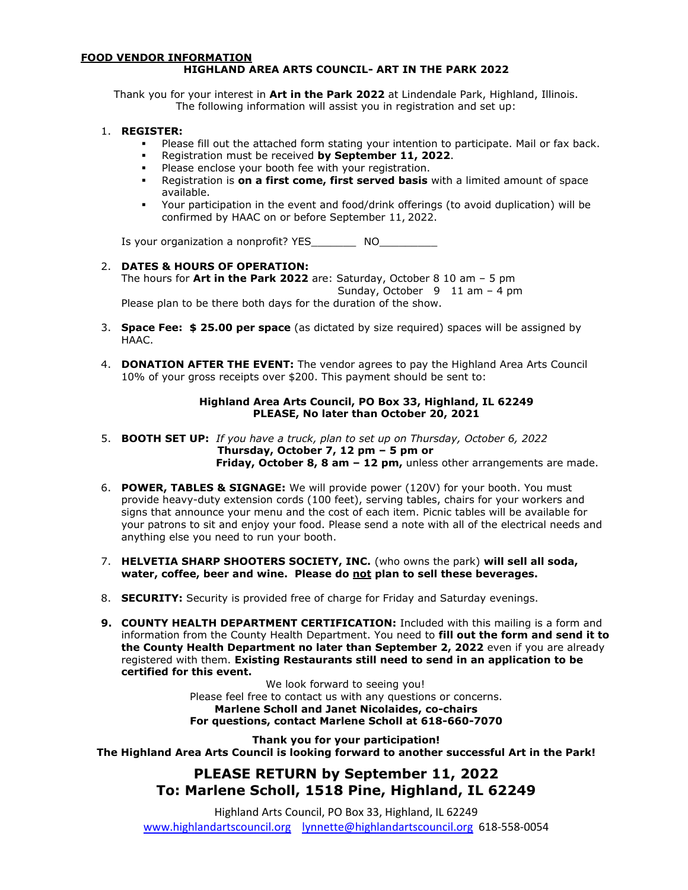**FOOD VENDOR INFORMATION**

**HIGHLAND AREA ARTS COUNCIL- ART IN THE PARK 2022**

Thank you for your interest in **Art in the Park 2022** at Lindendale Park, Highland, Illinois. The following information will assist you in registration and set up:

1. **REGISTER:**
   - Please fill out the attached form stating your intention to participate. Mail or fax back.
   - Registration must be received **by September 11, 2022**.
   - Please enclose your booth fee with your registration.
   - Registration is **on a first come, first served basis** with a limited amount of space available.
   - Your participation in the event and food/drink offerings (to avoid duplication) will be confirmed by HAAC on or before September 11, 2022.

   Is your organization a nonprofit? YES_______ NO_________

2. **DATES & HOURS OF OPERATION:**
   The hours for **Art in the Park 2022** are: Saturday, October 8 10 am – 5 pm
   Sunday, October 9 11 am – 4 pm
   Please plan to be there both days for the duration of the show.

3. **Space Fee: $ 25.00 per space** (as dictated by size required) spaces will be assigned by HAAC.

4. **DONATION AFTER THE EVENT:** The vendor agrees to pay the Highland Area Arts Council 10% of your gross receipts over $200. This payment should be sent to:

   **Highland Area Arts Council, PO Box 33, Highland, IL 62249**
   **PLEASE, No later than October 20, 2021**

5. **BOOTH SET UP:** *If you have a truck, plan to set up on Thursday, October 6, 2022*
   **Thursday, October 7, 12 pm – 5 pm or**
   **Friday, October 8, 8 am – 12 pm,** unless other arrangements are made.

6. **POWER, TABLES & SIGNAGE:** We will provide power (120V) for your booth. You must provide heavy-duty extension cords (100 feet), serving tables, chairs for your workers and signs that announce your menu and the cost of each item. Picnic tables will be available for your patrons to sit and enjoy your food. Please send a note with all of the electrical needs and anything else you need to run your booth.

7. **HELVETIA SHARP SHOOTERS SOCIETY, INC.** (who owns the park) **will sell all soda, water, coffee, beer and wine. Please do <u>not</u> plan to sell these beverages.**

8. **SECURITY:** Security is provided free of charge for Friday and Saturday evenings.

9. **COUNTY HEALTH DEPARTMENT CERTIFICATION:** Included with this mailing is a form and information from the County Health Department. You need to **fill out the form and send it to the County Health Department no later than September 2, 2022** even if you are already registered with them. **Existing Restaurants still need to send in an application to be certified for this event.**

We look forward to seeing you!
Please feel free to contact us with any questions or concerns.
**Marlene Scholl and Janet Nicolaides, co-chairs**
**For questions, contact Marlene Scholl at 618-660-7070**

**Thank you for your participation!**
**The Highland Area Arts Council is looking forward to another successful Art in the Park!**

## PLEASE RETURN by September 11, 2022
## To: Marlene Scholl, 1518 Pine, Highland, IL 62249

Highland Arts Council, PO Box 33, Highland, IL 62249
www.highlandartscouncil.org lynnette@highlandartscouncil.org 618-558-0054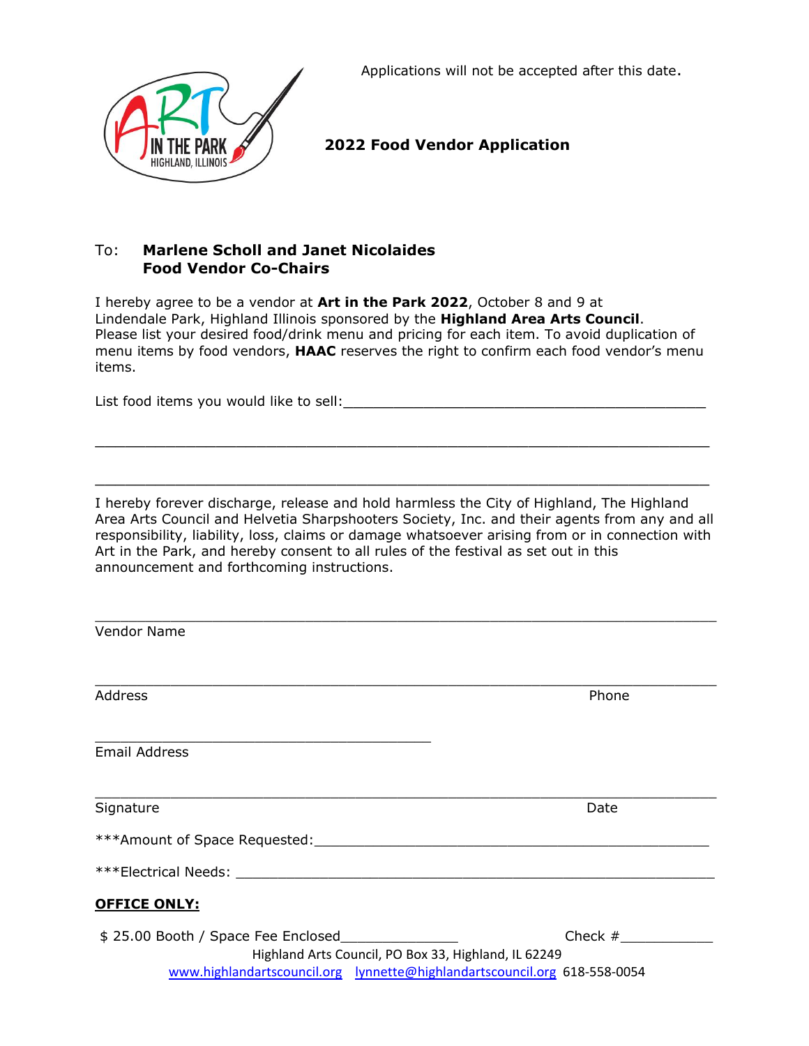Applications will not be accepted after this date.

**2022 Food Vendor Application**

To: **Marlene Scholl and Janet Nicolaides**
**Food Vendor Co-Chairs**

I hereby agree to be a vendor at **Art in the Park 2022**, October 8 and 9 at Lindendale Park, Highland Illinois sponsored by the **Highland Area Arts Council**. Please list your desired food/drink menu and pricing for each item. To avoid duplication of menu items by food vendors, **HAAC** reserves the right to confirm each food vendor's menu items.

List food items you would like to sell:___________________________________________

_________________________________________________________________________

_________________________________________________________________________

I hereby forever discharge, release and hold harmless the City of Highland, The Highland Area Arts Council and Helvetia Sharpshooters Society, Inc. and their agents from any and all responsibility, liability, loss, claims or damage whatsoever arising from or in connection with Art in the Park, and hereby consent to all rules of the festival as set out in this announcement and forthcoming instructions.

_________________________________________________________________________
Vendor Name

_________________________________________________________________________
Address Phone

________________________________________
Email Address

_________________________________________________________________________
Signature Date

***Amount of Space Requested:_______________________________________________

***Electrical Needs: _________________________________________________________

**OFFICE ONLY:**

$ 25.00 Booth / Space Fee Enclosed______________ Check #___________

Highland Arts Council, PO Box 33, Highland, IL 62249
www.highlandartscouncil.org lynnette@highlandartscouncil.org 618-558-0054